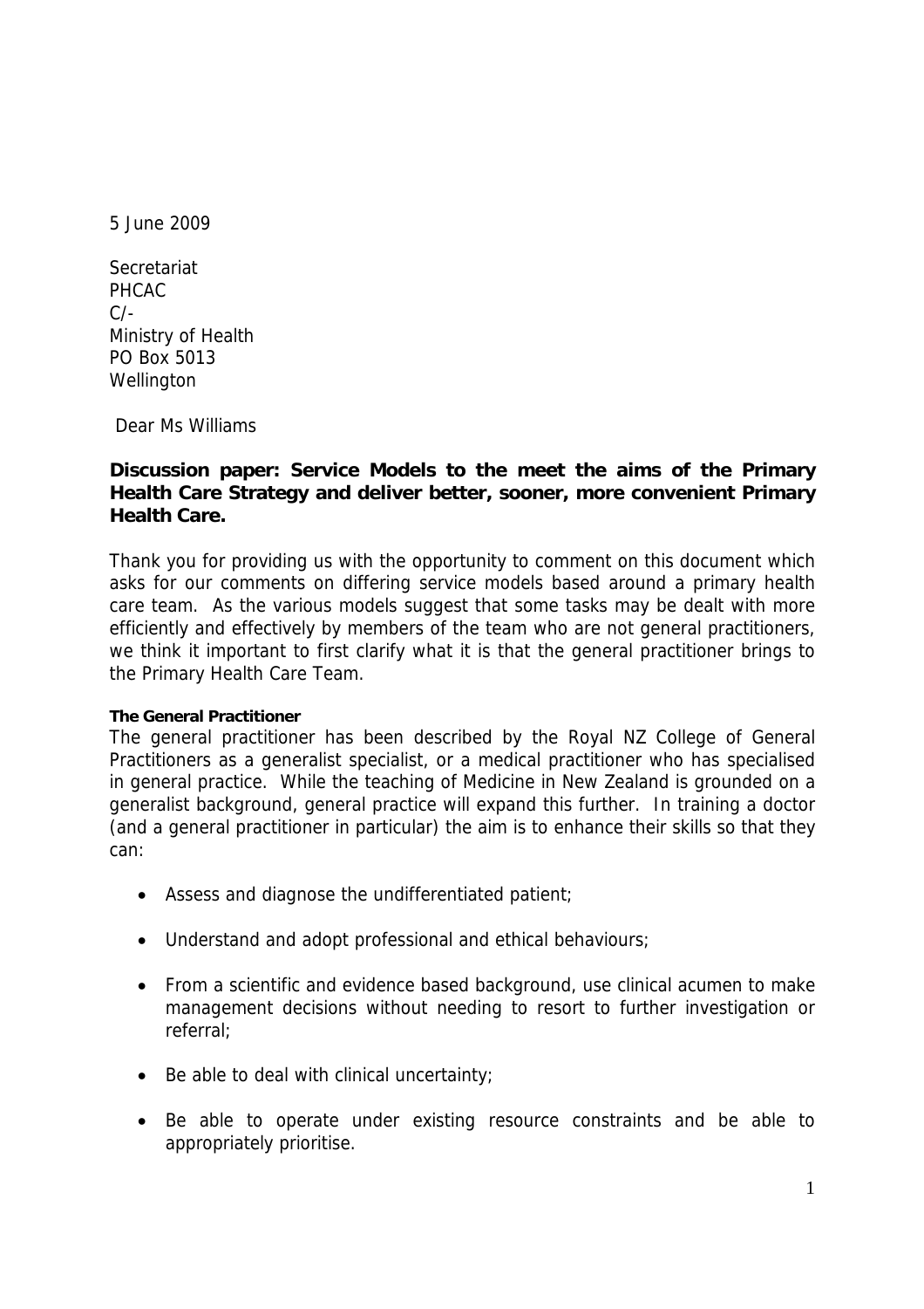5 June 2009

Secretariat
PHCAC
C/-
Ministry of Health
PO Box 5013
Wellington

Dear Ms Williams

**Discussion paper: Service Models to the meet the aims of the Primary Health Care Strategy and deliver better, sooner, more convenient Primary Health Care.**

Thank you for providing us with the opportunity to comment on this document which asks for our comments on differing service models based around a primary health care team. As the various models suggest that some tasks may be dealt with more efficiently and effectively by members of the team who are not general practitioners, we think it important to first clarify what it is that the general practitioner brings to the Primary Health Care Team.

**The General Practitioner**

The general practitioner has been described by the Royal NZ College of General Practitioners as a generalist specialist, or a medical practitioner who has specialised in general practice. While the teaching of Medicine in New Zealand is grounded on a generalist background, general practice will expand this further. In training a doctor (and a general practitioner in particular) the aim is to enhance their skills so that they can:

- Assess and diagnose the undifferentiated patient;
- Understand and adopt professional and ethical behaviours;
- From a scientific and evidence based background, use clinical acumen to make management decisions without needing to resort to further investigation or referral;
- Be able to deal with clinical uncertainty;
- Be able to operate under existing resource constraints and be able to appropriately prioritise.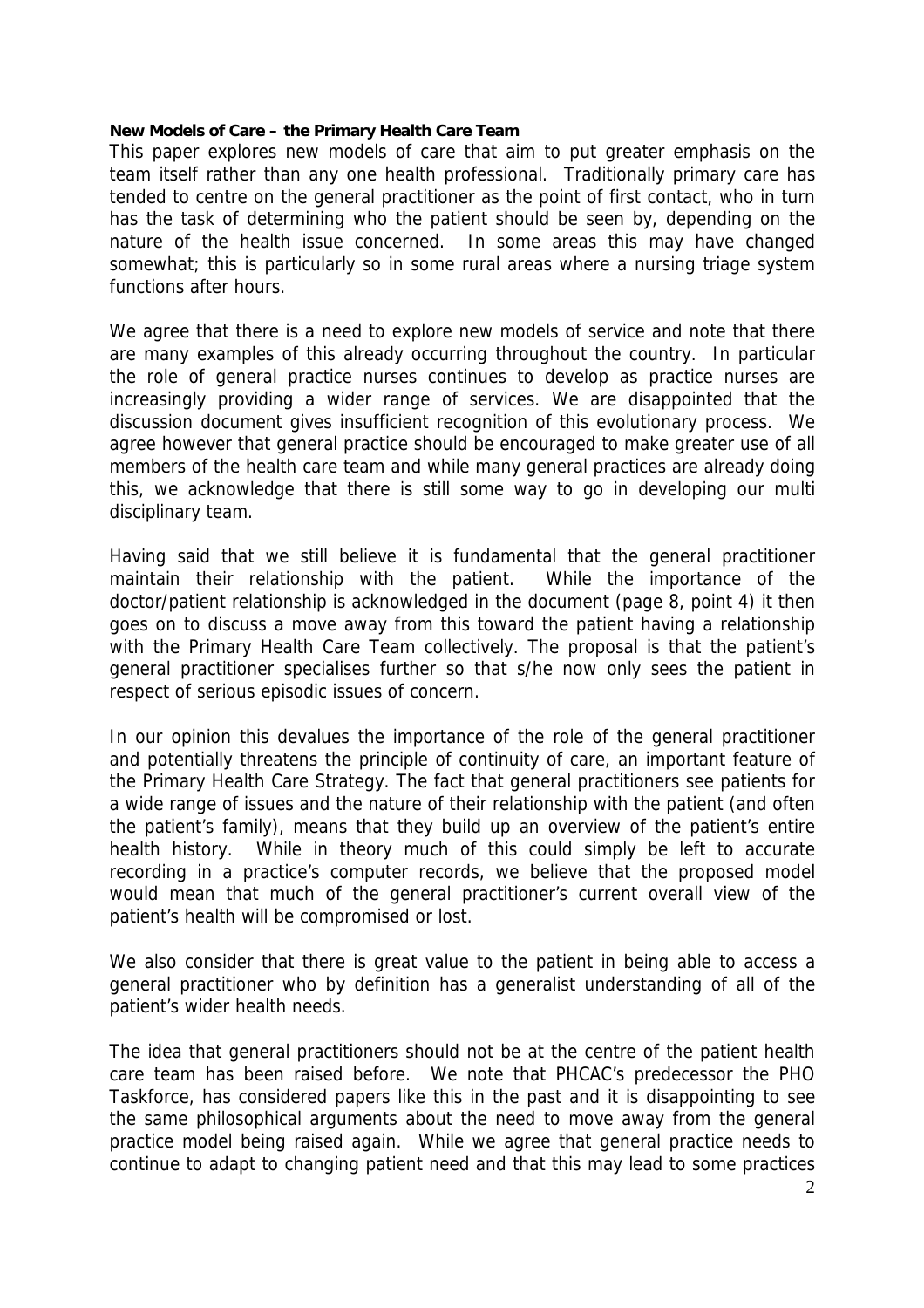**New Models of Care – the Primary Health Care Team**

This paper explores new models of care that aim to put greater emphasis on the team itself rather than any one health professional. Traditionally primary care has tended to centre on the general practitioner as the point of first contact, who in turn has the task of determining who the patient should be seen by, depending on the nature of the health issue concerned. In some areas this may have changed somewhat; this is particularly so in some rural areas where a nursing triage system functions after hours.

We agree that there is a need to explore new models of service and note that there are many examples of this already occurring throughout the country. In particular the role of general practice nurses continues to develop as practice nurses are increasingly providing a wider range of services. We are disappointed that the discussion document gives insufficient recognition of this evolutionary process. We agree however that general practice should be encouraged to make greater use of all members of the health care team and while many general practices are already doing this, we acknowledge that there is still some way to go in developing our multi disciplinary team.

Having said that we still believe it is fundamental that the general practitioner maintain their relationship with the patient. While the importance of the doctor/patient relationship is acknowledged in the document (page 8, point 4) it then goes on to discuss a move away from this toward the patient having a relationship with the Primary Health Care Team collectively. The proposal is that the patient's general practitioner specialises further so that s/he now only sees the patient in respect of serious episodic issues of concern.

In our opinion this devalues the importance of the role of the general practitioner and potentially threatens the principle of continuity of care, an important feature of the Primary Health Care Strategy. The fact that general practitioners see patients for a wide range of issues and the nature of their relationship with the patient (and often the patient's family), means that they build up an overview of the patient's entire health history. While in theory much of this could simply be left to accurate recording in a practice's computer records, we believe that the proposed model would mean that much of the general practitioner's current overall view of the patient's health will be compromised or lost.

We also consider that there is great value to the patient in being able to access a general practitioner who by definition has a generalist understanding of all of the patient's wider health needs.

The idea that general practitioners should not be at the centre of the patient health care team has been raised before. We note that PHCAC's predecessor the PHO Taskforce, has considered papers like this in the past and it is disappointing to see the same philosophical arguments about the need to move away from the general practice model being raised again. While we agree that general practice needs to continue to adapt to changing patient need and that this may lead to some practices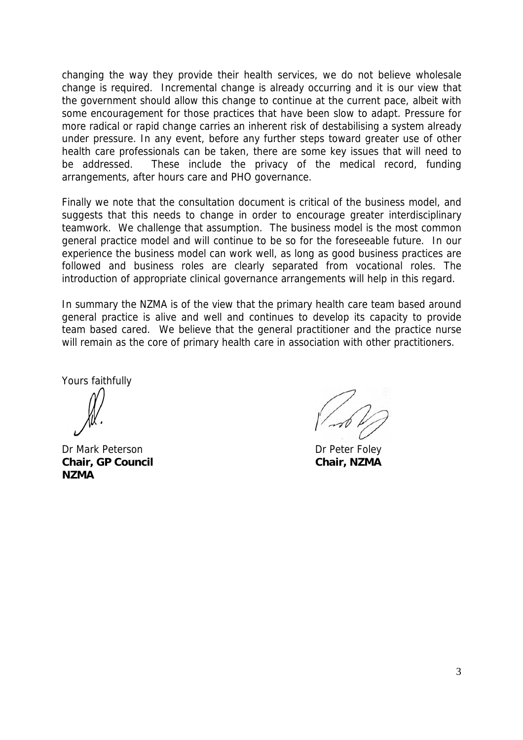changing the way they provide their health services, we do not believe wholesale change is required. Incremental change is already occurring and it is our view that the government should allow this change to continue at the current pace, albeit with some encouragement for those practices that have been slow to adapt. Pressure for more radical or rapid change carries an inherent risk of destabilising a system already under pressure. In any event, before any further steps toward greater use of other health care professionals can be taken, there are some key issues that will need to be addressed. These include the privacy of the medical record, funding arrangements, after hours care and PHO governance.

Finally we note that the consultation document is critical of the business model, and suggests that this needs to change in order to encourage greater interdisciplinary teamwork. We challenge that assumption. The business model is the most common general practice model and will continue to be so for the foreseeable future. In our experience the business model can work well, as long as good business practices are followed and business roles are clearly separated from vocational roles. The introduction of appropriate clinical governance arrangements will help in this regard.

In summary the NZMA is of the view that the primary health care team based around general practice is alive and well and continues to develop its capacity to provide team based cared. We believe that the general practitioner and the practice nurse will remain as the core of primary health care in association with other practitioners.

Yours faithfully

Dr Mark Peterson
**Chair, GP Council**
**NZMA**

Dr Peter Foley
**Chair, NZMA**